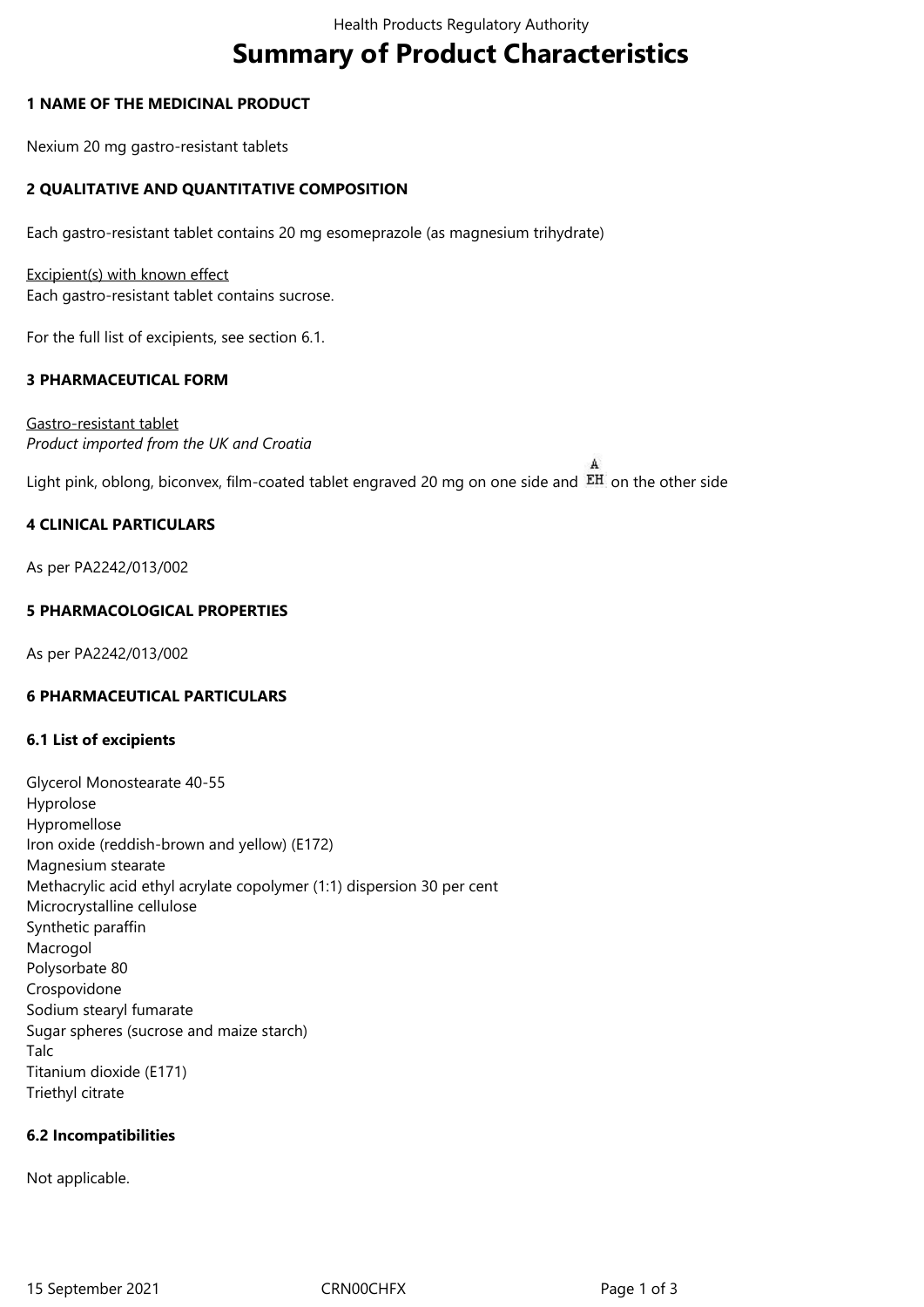# Summary of Product Characteristics

## 1 NAME OF THE MEDICINAL PRODUCT

Nexium 20 mg gastro-resistant tablets

## 2 QUALITATIVE AND QUANTITATIVE COMPOSITION

Each gastro-resistant tablet contains 20 mg esomeprazole (as magnesium trihydrate)

Excipient(s) with known effect
Each gastro-resistant tablet contains sucrose.

For the full list of excipients, see section 6.1.

## 3 PHARMACEUTICAL FORM

Gastro-resistant tablet
*Product imported from the UK and Croatia*

Light pink, oblong, biconvex, film-coated tablet engraved 20 mg on one side and A/EH on the other side

## 4 CLINICAL PARTICULARS

As per PA2242/013/002

## 5 PHARMACOLOGICAL PROPERTIES

As per PA2242/013/002

## 6 PHARMACEUTICAL PARTICULARS

### 6.1 List of excipients

Glycerol Monostearate 40-55
Hyprolose
Hypromellose
Iron oxide (reddish-brown and yellow) (E172)
Magnesium stearate
Methacrylic acid ethyl acrylate copolymer (1:1) dispersion 30 per cent
Microcrystalline cellulose
Synthetic paraffin
Macrogol
Polysorbate 80
Crospovidone
Sodium stearyl fumarate
Sugar spheres (sucrose and maize starch)
Talc
Titanium dioxide (E171)
Triethyl citrate

### 6.2 Incompatibilities

Not applicable.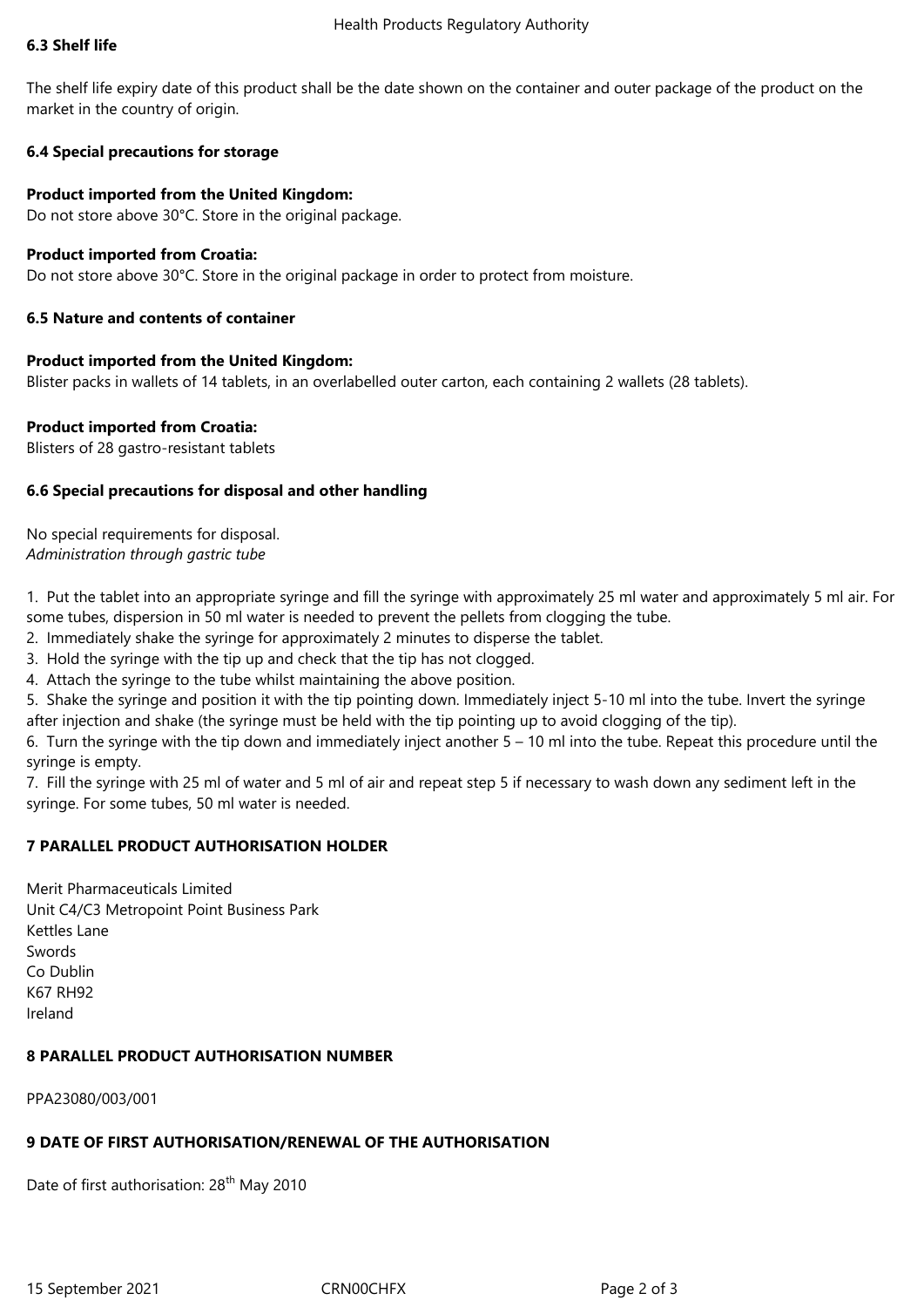### 6.3 Shelf life

The shelf life expiry date of this product shall be the date shown on the container and outer package of the product on the market in the country of origin.

### 6.4 Special precautions for storage

**Product imported from the United Kingdom:**
Do not store above 30°C. Store in the original package.

**Product imported from Croatia:**
Do not store above 30°C. Store in the original package in order to protect from moisture.

### 6.5 Nature and contents of container

**Product imported from the United Kingdom:**
Blister packs in wallets of 14 tablets, in an overlabelled outer carton, each containing 2 wallets (28 tablets).

**Product imported from Croatia:**
Blisters of 28 gastro-resistant tablets

### 6.6 Special precautions for disposal and other handling

No special requirements for disposal.
*Administration through gastric tube*

1. Put the tablet into an appropriate syringe and fill the syringe with approximately 25 ml water and approximately 5 ml air. For some tubes, dispersion in 50 ml water is needed to prevent the pellets from clogging the tube.
2. Immediately shake the syringe for approximately 2 minutes to disperse the tablet.
3. Hold the syringe with the tip up and check that the tip has not clogged.
4. Attach the syringe to the tube whilst maintaining the above position.
5. Shake the syringe and position it with the tip pointing down. Immediately inject 5-10 ml into the tube. Invert the syringe after injection and shake (the syringe must be held with the tip pointing up to avoid clogging of the tip).
6. Turn the syringe with the tip down and immediately inject another 5 – 10 ml into the tube. Repeat this procedure until the syringe is empty.
7. Fill the syringe with 25 ml of water and 5 ml of air and repeat step 5 if necessary to wash down any sediment left in the syringe. For some tubes, 50 ml water is needed.

## 7 PARALLEL PRODUCT AUTHORISATION HOLDER

Merit Pharmaceuticals Limited
Unit C4/C3 Metropoint Point Business Park
Kettles Lane
Swords
Co Dublin
K67 RH92
Ireland

## 8 PARALLEL PRODUCT AUTHORISATION NUMBER

PPA23080/003/001

## 9 DATE OF FIRST AUTHORISATION/RENEWAL OF THE AUTHORISATION

Date of first authorisation: 28th May 2010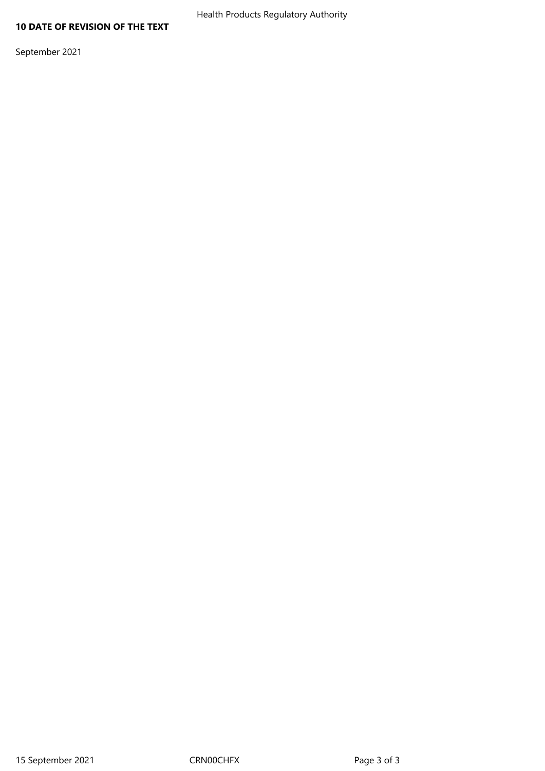**10 DATE OF REVISION OF THE TEXT**

September 2021